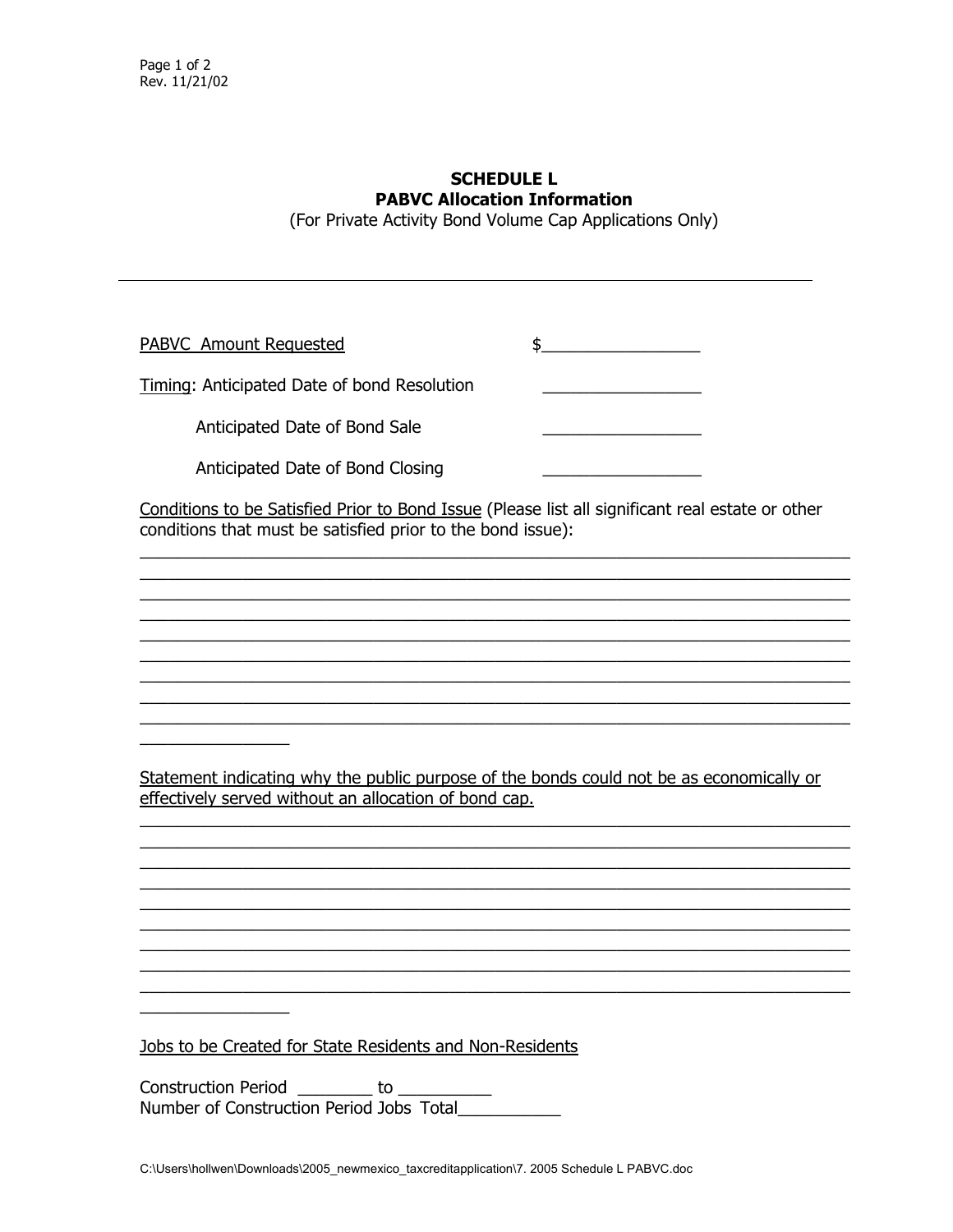Rev. 11/21/02

## SCHEDULE L
## PABVC Allocation Information

(For Private Activity Bond Volume Cap Applications Only)

---

PABVC Amount Requested $_________________

Timing: Anticipated Date of bond Resolution _________________

Anticipated Date of Bond Sale _________________

Anticipated Date of Bond Closing _________________

Conditions to be Satisfied Prior to Bond Issue (Please list all significant real estate or other conditions that must be satisfied prior to the bond issue):

_____________________________________________________________________________
_____________________________________________________________________________
_____________________________________________________________________________
_____________________________________________________________________________
_____________________________________________________________________________
_____________________________________________________________________________
_____________________________________________________________________________
_____________________________________________________________________________
_____________________________________________________________________________
________________

Statement indicating why the public purpose of the bonds could not be as economically or effectively served without an allocation of bond cap.

_____________________________________________________________________________
_____________________________________________________________________________
_____________________________________________________________________________
_____________________________________________________________________________
_____________________________________________________________________________
_____________________________________________________________________________
_____________________________________________________________________________
_____________________________________________________________________________
_____________________________________________________________________________
________________

Jobs to be Created for State Residents and Non-Residents

Construction Period ________ to __________

Number of Construction Period Jobs Total___________

C:\Users\hollwen\Downloads\2005_newmexico_taxcreditapplication\7. 2005 Schedule L PABVC.doc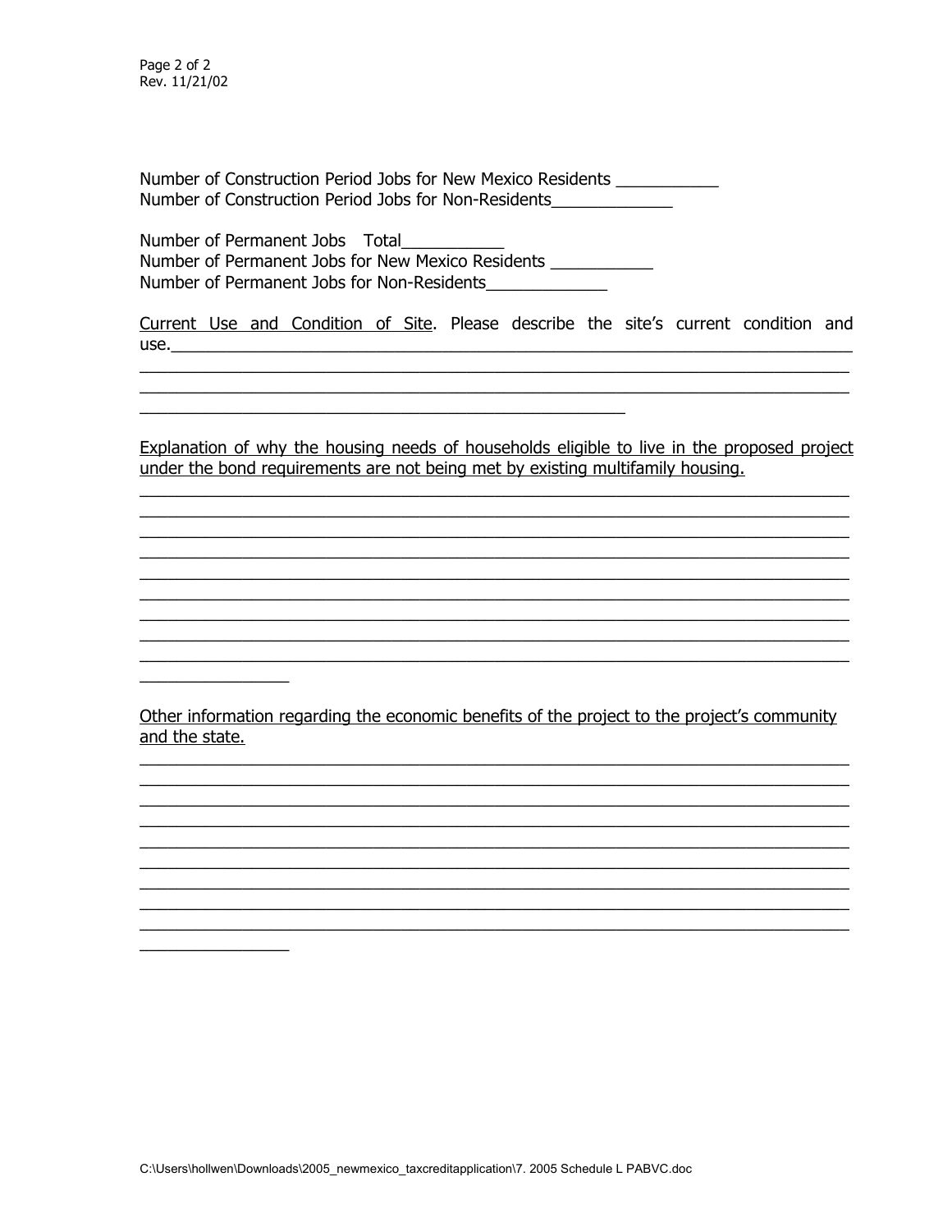Number of Construction Period Jobs for New Mexico Residents ___________
Number of Construction Period Jobs for Non-Residents_____________

Number of Permanent Jobs Total___________
Number of Permanent Jobs for New Mexico Residents ___________
Number of Permanent Jobs for Non-Residents_____________

<u>Current Use and Condition of Site</u>. Please describe the site's current condition and use.______________________________________________________________________________
______________________________________________________________________________
______________________________________________________________________________
____________________________________________________

<u>Explanation of why the housing needs of households eligible to live in the proposed project under the bond requirements are not being met by existing multifamily housing.</u>
______________________________________________________________________________
______________________________________________________________________________
______________________________________________________________________________
______________________________________________________________________________
______________________________________________________________________________
______________________________________________________________________________
______________________________________________________________________________
______________________________________________________________________________
______________________________________________________________________________
________________

<u>Other information regarding the economic benefits of the project to the project's community and the state.</u>
______________________________________________________________________________
______________________________________________________________________________
______________________________________________________________________________
______________________________________________________________________________
______________________________________________________________________________
______________________________________________________________________________
______________________________________________________________________________
______________________________________________________________________________
______________________________________________________________________________
________________